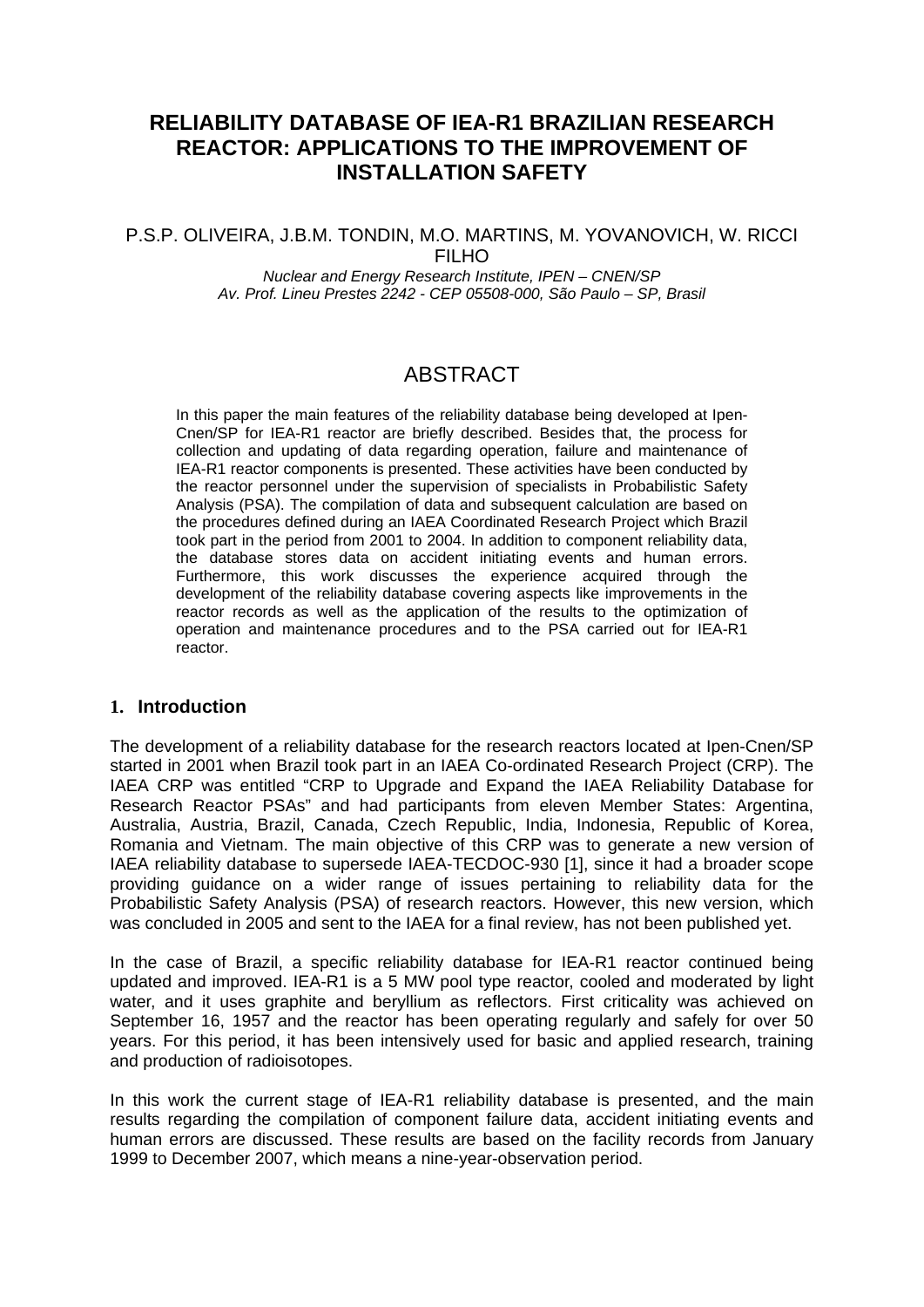# RELIABILITY DATABASE OF IEA-R1 BRAZILIAN RESEARCH REACTOR: APPLICATIONS TO THE IMPROVEMENT OF INSTALLATION SAFETY

P.S.P. OLIVEIRA, J.B.M. TONDIN, M.O. MARTINS, M. YOVANOVICH, W. RICCI FILHO

*Nuclear and Energy Research Institute, IPEN – CNEN/SP*
*Av. Prof. Lineu Prestes 2242 - CEP 05508-000, São Paulo – SP, Brasil*

## ABSTRACT

In this paper the main features of the reliability database being developed at Ipen-Cnen/SP for IEA-R1 reactor are briefly described. Besides that, the process for collection and updating of data regarding operation, failure and maintenance of IEA-R1 reactor components is presented. These activities have been conducted by the reactor personnel under the supervision of specialists in Probabilistic Safety Analysis (PSA). The compilation of data and subsequent calculation are based on the procedures defined during an IAEA Coordinated Research Project which Brazil took part in the period from 2001 to 2004. In addition to component reliability data, the database stores data on accident initiating events and human errors. Furthermore, this work discusses the experience acquired through the development of the reliability database covering aspects like improvements in the reactor records as well as the application of the results to the optimization of operation and maintenance procedures and to the PSA carried out for IEA-R1 reactor.

## 1. Introduction

The development of a reliability database for the research reactors located at Ipen-Cnen/SP started in 2001 when Brazil took part in an IAEA Co-ordinated Research Project (CRP). The IAEA CRP was entitled "CRP to Upgrade and Expand the IAEA Reliability Database for Research Reactor PSAs" and had participants from eleven Member States: Argentina, Australia, Austria, Brazil, Canada, Czech Republic, India, Indonesia, Republic of Korea, Romania and Vietnam. The main objective of this CRP was to generate a new version of IAEA reliability database to supersede IAEA-TECDOC-930 [1], since it had a broader scope providing guidance on a wider range of issues pertaining to reliability data for the Probabilistic Safety Analysis (PSA) of research reactors. However, this new version, which was concluded in 2005 and sent to the IAEA for a final review, has not been published yet.

In the case of Brazil, a specific reliability database for IEA-R1 reactor continued being updated and improved. IEA-R1 is a 5 MW pool type reactor, cooled and moderated by light water, and it uses graphite and beryllium as reflectors. First criticality was achieved on September 16, 1957 and the reactor has been operating regularly and safely for over 50 years. For this period, it has been intensively used for basic and applied research, training and production of radioisotopes.

In this work the current stage of IEA-R1 reliability database is presented, and the main results regarding the compilation of component failure data, accident initiating events and human errors are discussed. These results are based on the facility records from January 1999 to December 2007, which means a nine-year-observation period.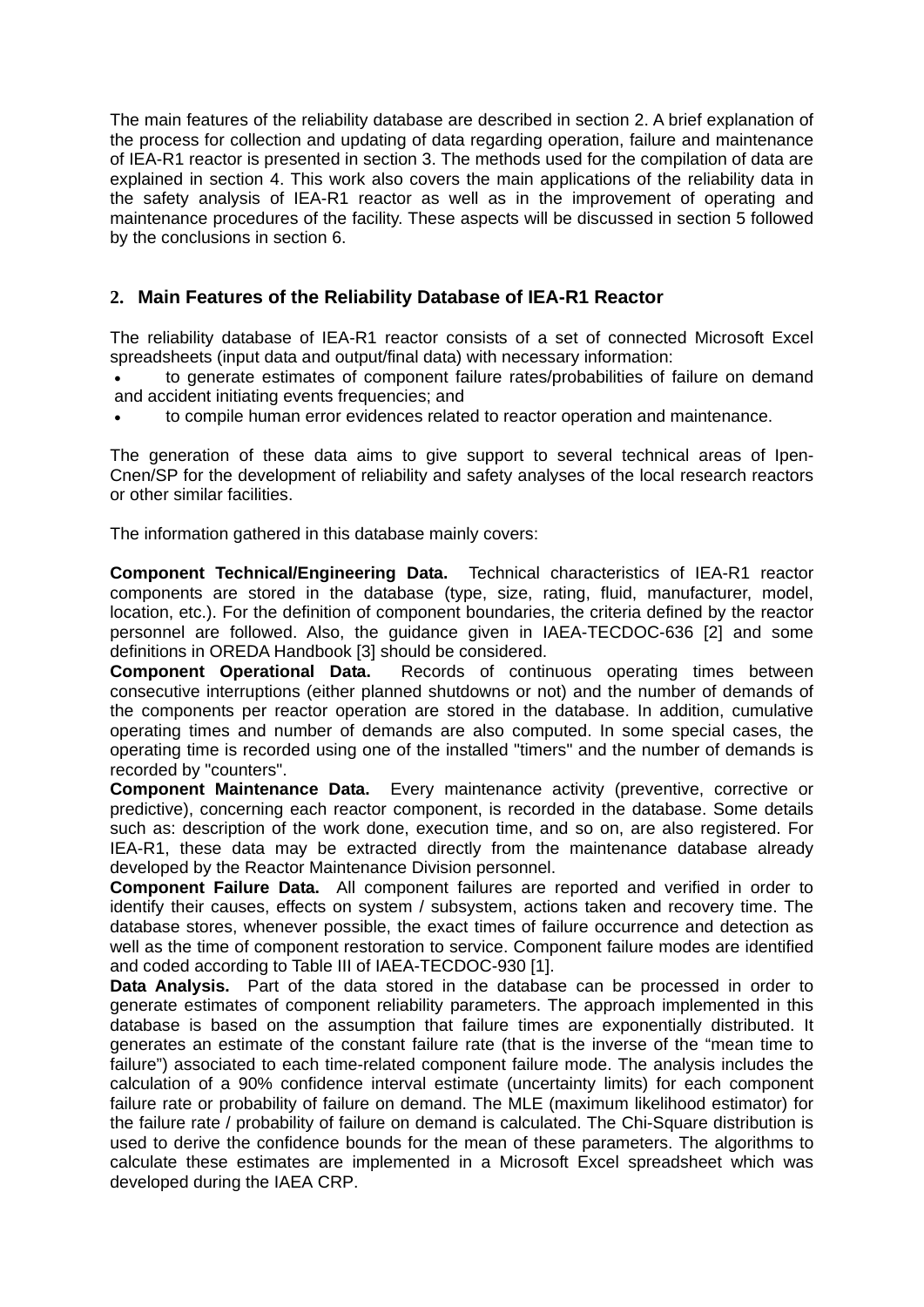The main features of the reliability database are described in section 2. A brief explanation of the process for collection and updating of data regarding operation, failure and maintenance of IEA-R1 reactor is presented in section 3. The methods used for the compilation of data are explained in section 4. This work also covers the main applications of the reliability data in the safety analysis of IEA-R1 reactor as well as in the improvement of operating and maintenance procedures of the facility. These aspects will be discussed in section 5 followed by the conclusions in section 6.

## 2. Main Features of the Reliability Database of IEA-R1 Reactor

The reliability database of IEA-R1 reactor consists of a set of connected Microsoft Excel spreadsheets (input data and output/final data) with necessary information:

- to generate estimates of component failure rates/probabilities of failure on demand and accident initiating events frequencies; and
- to compile human error evidences related to reactor operation and maintenance.

The generation of these data aims to give support to several technical areas of Ipen-Cnen/SP for the development of reliability and safety analyses of the local research reactors or other similar facilities.

The information gathered in this database mainly covers:

**Component Technical/Engineering Data.** Technical characteristics of IEA-R1 reactor components are stored in the database (type, size, rating, fluid, manufacturer, model, location, etc.). For the definition of component boundaries, the criteria defined by the reactor personnel are followed. Also, the guidance given in IAEA-TECDOC-636 [2] and some definitions in OREDA Handbook [3] should be considered.

**Component Operational Data.** Records of continuous operating times between consecutive interruptions (either planned shutdowns or not) and the number of demands of the components per reactor operation are stored in the database. In addition, cumulative operating times and number of demands are also computed. In some special cases, the operating time is recorded using one of the installed "timers" and the number of demands is recorded by "counters".

**Component Maintenance Data.** Every maintenance activity (preventive, corrective or predictive), concerning each reactor component, is recorded in the database. Some details such as: description of the work done, execution time, and so on, are also registered. For IEA-R1, these data may be extracted directly from the maintenance database already developed by the Reactor Maintenance Division personnel.

**Component Failure Data.** All component failures are reported and verified in order to identify their causes, effects on system / subsystem, actions taken and recovery time. The database stores, whenever possible, the exact times of failure occurrence and detection as well as the time of component restoration to service. Component failure modes are identified and coded according to Table III of IAEA-TECDOC-930 [1].

**Data Analysis.** Part of the data stored in the database can be processed in order to generate estimates of component reliability parameters. The approach implemented in this database is based on the assumption that failure times are exponentially distributed. It generates an estimate of the constant failure rate (that is the inverse of the "mean time to failure") associated to each time-related component failure mode. The analysis includes the calculation of a 90% confidence interval estimate (uncertainty limits) for each component failure rate or probability of failure on demand. The MLE (maximum likelihood estimator) for the failure rate / probability of failure on demand is calculated. The Chi-Square distribution is used to derive the confidence bounds for the mean of these parameters. The algorithms to calculate these estimates are implemented in a Microsoft Excel spreadsheet which was developed during the IAEA CRP.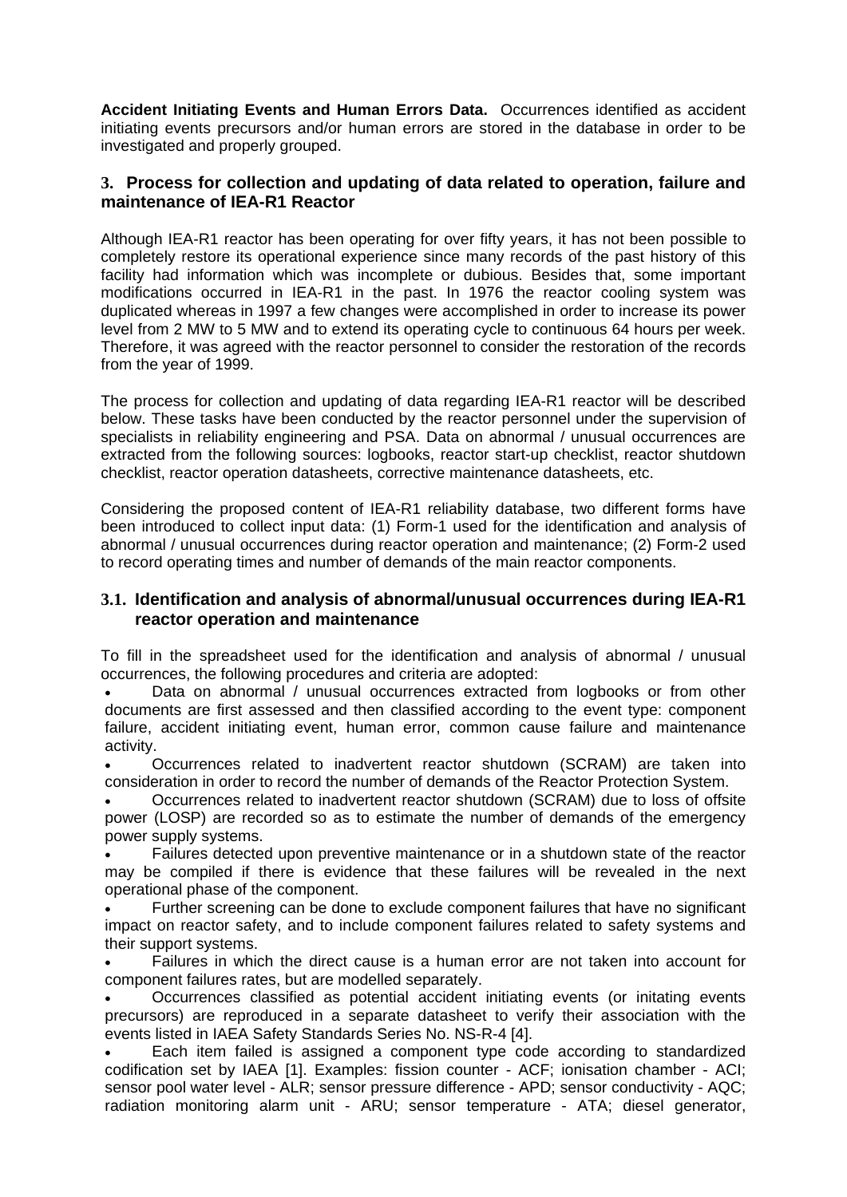**Accident Initiating Events and Human Errors Data.** Occurrences identified as accident initiating events precursors and/or human errors are stored in the database in order to be investigated and properly grouped.

## 3. Process for collection and updating of data related to operation, failure and maintenance of IEA-R1 Reactor

Although IEA-R1 reactor has been operating for over fifty years, it has not been possible to completely restore its operational experience since many records of the past history of this facility had information which was incomplete or dubious. Besides that, some important modifications occurred in IEA-R1 in the past. In 1976 the reactor cooling system was duplicated whereas in 1997 a few changes were accomplished in order to increase its power level from 2 MW to 5 MW and to extend its operating cycle to continuous 64 hours per week. Therefore, it was agreed with the reactor personnel to consider the restoration of the records from the year of 1999.

The process for collection and updating of data regarding IEA-R1 reactor will be described below. These tasks have been conducted by the reactor personnel under the supervision of specialists in reliability engineering and PSA. Data on abnormal / unusual occurrences are extracted from the following sources: logbooks, reactor start-up checklist, reactor shutdown checklist, reactor operation datasheets, corrective maintenance datasheets, etc.

Considering the proposed content of IEA-R1 reliability database, two different forms have been introduced to collect input data: (1) Form-1 used for the identification and analysis of abnormal / unusual occurrences during reactor operation and maintenance; (2) Form-2 used to record operating times and number of demands of the main reactor components.

### 3.1. Identification and analysis of abnormal/unusual occurrences during IEA-R1 reactor operation and maintenance

To fill in the spreadsheet used for the identification and analysis of abnormal / unusual occurrences, the following procedures and criteria are adopted:

- Data on abnormal / unusual occurrences extracted from logbooks or from other documents are first assessed and then classified according to the event type: component failure, accident initiating event, human error, common cause failure and maintenance activity.
- Occurrences related to inadvertent reactor shutdown (SCRAM) are taken into consideration in order to record the number of demands of the Reactor Protection System.
- Occurrences related to inadvertent reactor shutdown (SCRAM) due to loss of offsite power (LOSP) are recorded so as to estimate the number of demands of the emergency power supply systems.
- Failures detected upon preventive maintenance or in a shutdown state of the reactor may be compiled if there is evidence that these failures will be revealed in the next operational phase of the component.
- Further screening can be done to exclude component failures that have no significant impact on reactor safety, and to include component failures related to safety systems and their support systems.
- Failures in which the direct cause is a human error are not taken into account for component failures rates, but are modelled separately.
- Occurrences classified as potential accident initiating events (or initating events precursors) are reproduced in a separate datasheet to verify their association with the events listed in IAEA Safety Standards Series No. NS-R-4 [4].
- Each item failed is assigned a component type code according to standardized codification set by IAEA [1]. Examples: fission counter - ACF; ionisation chamber - ACI; sensor pool water level - ALR; sensor pressure difference - APD; sensor conductivity - AQC; radiation monitoring alarm unit - ARU; sensor temperature - ATA; diesel generator,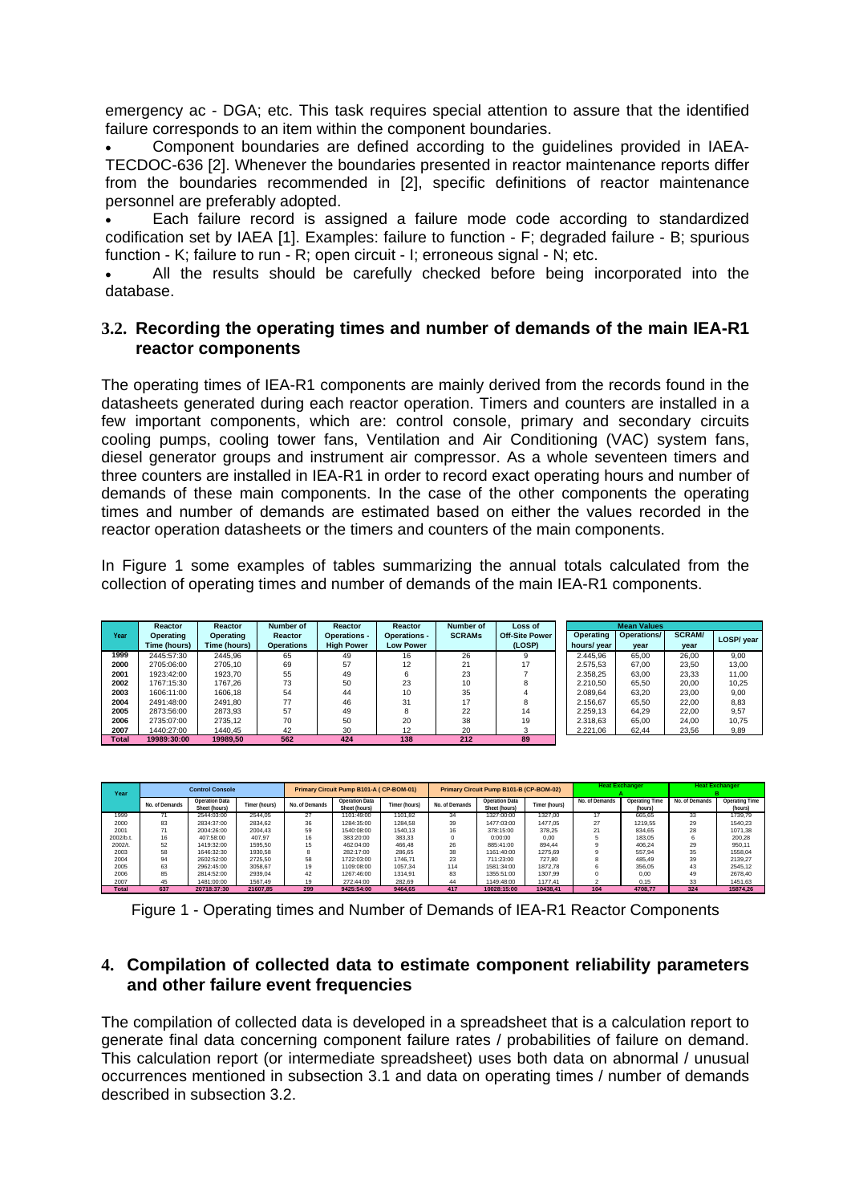emergency ac - DGA; etc. This task requires special attention to assure that the identified failure corresponds to an item within the component boundaries.

- Component boundaries are defined according to the guidelines provided in IAEA-TECDOC-636 [2]. Whenever the boundaries presented in reactor maintenance reports differ from the boundaries recommended in [2], specific definitions of reactor maintenance personnel are preferably adopted.
- Each failure record is assigned a failure mode code according to standardized codification set by IAEA [1]. Examples: failure to function - F; degraded failure - B; spurious function - K; failure to run - R; open circuit - I; erroneous signal - N; etc.
- All the results should be carefully checked before being incorporated into the database.

## 3.2. Recording the operating times and number of demands of the main IEA-R1 reactor components

The operating times of IEA-R1 components are mainly derived from the records found in the datasheets generated during each reactor operation. Timers and counters are installed in a few important components, which are: control console, primary and secondary circuits cooling pumps, cooling tower fans, Ventilation and Air Conditioning (VAC) system fans, diesel generator groups and instrument air compressor. As a whole seventeen timers and three counters are installed in IEA-R1 in order to record exact operating hours and number of demands of these main components. In the case of the other components the operating times and number of demands are estimated based on either the values recorded in the reactor operation datasheets or the timers and counters of the main components.

In Figure 1 some examples of tables summarizing the annual totals calculated from the collection of operating times and number of demands of the main IEA-R1 components.

| Year | Reactor Operating Time (hours) | Reactor Operating Time (hours) | Number of Reactor Operations | Reactor Operations - High Power | Reactor Operations - Low Power | Number of SCRAMs | Loss of Off-Site Power (LOSP) |
|---|---|---|---|---|---|---|---|
| 1999 | 2445:57:30 | 2445,96 | 65 | 49 | 16 | 26 | 9 |
| 2000 | 2705:06:00 | 2705,10 | 69 | 57 | 12 | 21 | 17 |
| 2001 | 1923:42:00 | 1923,70 | 55 | 49 | 6 | 23 | 7 |
| 2002 | 1767:15:30 | 1767,26 | 73 | 50 | 23 | 10 | 8 |
| 2003 | 1606:11:00 | 1606,18 | 54 | 44 | 10 | 35 | 4 |
| 2004 | 2491:48:00 | 2491,80 | 77 | 46 | 31 | 17 | 8 |
| 2005 | 2873:56:00 | 2873,93 | 57 | 49 | 8 | 22 | 14 |
| 2006 | 2735:07:00 | 2735,12 | 70 | 50 | 20 | 38 | 19 |
| 2007 | 1440:27:00 | 1440,45 | 42 | 30 | 12 | 20 | 3 |
| Total | 19989:30:00 | 19989,50 | 562 | 424 | 138 | 212 | 89 |

| Mean Values | | | |
|---|---|---|---|
| Operating hours/ year | Operations/ year | SCRAM/ year | LOSP/ year |
| 2.445,96 | 65,00 | 26,00 | 9,00 |
| 2.575,53 | 67,00 | 23,50 | 13,00 |
| 2.358,25 | 63,00 | 23,33 | 11,00 |
| 2.210,50 | 65,50 | 20,00 | 10,25 |
| 2.089,64 | 63,20 | 23,00 | 9,00 |
| 2.156,67 | 65,50 | 22,00 | 8,83 |
| 2.259,13 | 64,29 | 22,00 | 9,57 |
| 2.318,63 | 65,00 | 24,00 | 10,75 |
| 2.221,06 | 62,44 | 23,56 | 9,89 |

| Year | Control Console | | | Primary Circuit Pump B101-A ( CP-BOM-01) | | | Primary Circuit Pump B101-B (CP-BOM-02) | | | Heat Exchanger A | | Heat Exchanger B | |
|---|---|---|---|---|---|---|---|---|---|---|---|---|---|
| | No. of Demands | Operation Data Sheet (hours) | Timer (hours) | No. of Demands | Operation Data Sheet (hours) | Timer (hours) | No. of Demands | Operation Data Sheet (hours) | Timer (hours) | No. of Demands | Operating Time (hours) | No. of Demands | Operating Time (hours) |
| 1999 | 71 | 2544:03:00 | 2544,05 | 27 | 1101:49:00 | 1101,82 | 34 | 1327:00:00 | 1327,00 | 17 | 665,65 | 33 | 1739,79 |
| 2000 | 83 | 2834:37:00 | 2834,62 | 36 | 1284:35:00 | 1284,58 | 39 | 1477:03:00 | 1477,05 | 27 | 1219,55 | 29 | 1540,23 |
| 2001 | 71 | 2004:26:00 | 2004,43 | 59 | 1540:08:00 | 1540,13 | 16 | 378:15:00 | 378,25 | 21 | 834,65 | 28 | 1071,38 |
| 2002/b.t. | 16 | 407:58:00 | 407,97 | 16 | 383:20:00 | 383,33 | 0 | 0:00:00 | 0,00 | 5 | 183,05 | 6 | 200,28 |
| 2002/t. | 52 | 1419:32:00 | 1595,50 | 15 | 462:04:00 | 466,48 | 26 | 885:41:00 | 894,44 | 9 | 406,24 | 29 | 950,11 |
| 2003 | 58 | 1646:32:30 | 1930,58 | 8 | 282:17:00 | 286,65 | 38 | 1161:40:00 | 1275,69 | 9 | 557,94 | 35 | 1558,04 |
| 2004 | 94 | 2602:52:00 | 2725,50 | 58 | 1722:03:00 | 1746,71 | 23 | 711:23:00 | 727,80 | 8 | 485,49 | 39 | 2139,27 |
| 2005 | 63 | 2962:45:00 | 3058,67 | 19 | 1109:08:00 | 1057,34 | 114 | 1581:34:00 | 1872,78 | 6 | 356,05 | 43 | 2545,12 |
| 2006 | 85 | 2814:52:00 | 2939,04 | 42 | 1267:46:00 | 1314,91 | 83 | 1355:51:00 | 1307,99 | 0 | 0,00 | 49 | 2678,40 |
| 2007 | 45 | 1481:00:00 | 1567,49 | 19 | 272:44:00 | 282,69 | 44 | 1149:48:00 | 1177,41 | 2 | 0,15 | 33 | 1451,63 |
| Total | 637 | 20718:37:30 | 21607,85 | 299 | 9425:54:00 | 9464,65 | 417 | 10028:15:00 | 10438,41 | 104 | 4708,77 | 324 | 15874,26 |

Figure 1 - Operating times and Number of Demands of IEA-R1 Reactor Components

## 4. Compilation of collected data to estimate component reliability parameters and other failure event frequencies

The compilation of collected data is developed in a spreadsheet that is a calculation report to generate final data concerning component failure rates / probabilities of failure on demand. This calculation report (or intermediate spreadsheet) uses both data on abnormal / unusual occurrences mentioned in subsection 3.1 and data on operating times / number of demands described in subsection 3.2.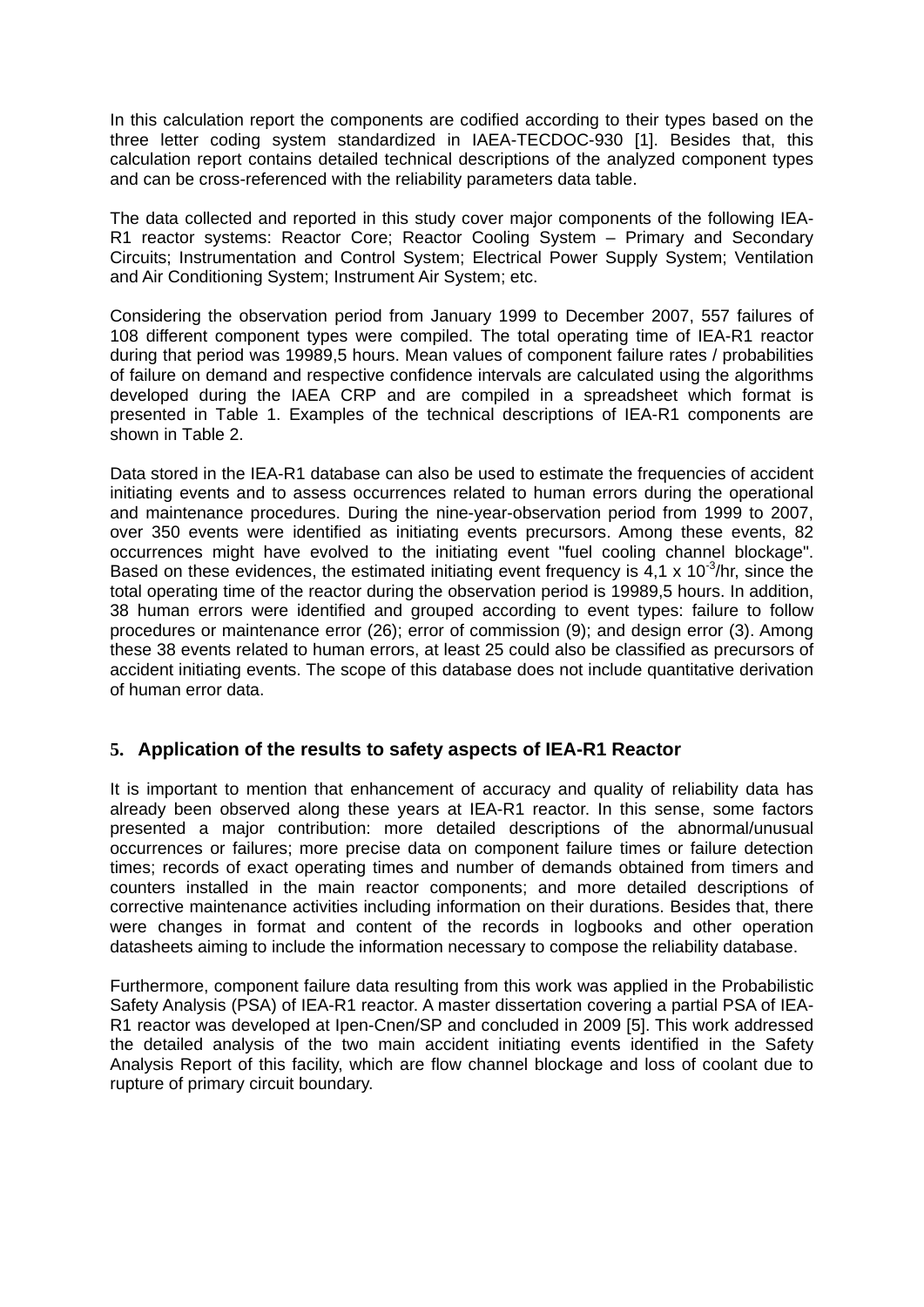In this calculation report the components are codified according to their types based on the three letter coding system standardized in IAEA-TECDOC-930 [1]. Besides that, this calculation report contains detailed technical descriptions of the analyzed component types and can be cross-referenced with the reliability parameters data table.

The data collected and reported in this study cover major components of the following IEA-R1 reactor systems: Reactor Core; Reactor Cooling System – Primary and Secondary Circuits; Instrumentation and Control System; Electrical Power Supply System; Ventilation and Air Conditioning System; Instrument Air System; etc.

Considering the observation period from January 1999 to December 2007, 557 failures of 108 different component types were compiled. The total operating time of IEA-R1 reactor during that period was 19989,5 hours. Mean values of component failure rates / probabilities of failure on demand and respective confidence intervals are calculated using the algorithms developed during the IAEA CRP and are compiled in a spreadsheet which format is presented in Table 1. Examples of the technical descriptions of IEA-R1 components are shown in Table 2.

Data stored in the IEA-R1 database can also be used to estimate the frequencies of accident initiating events and to assess occurrences related to human errors during the operational and maintenance procedures. During the nine-year-observation period from 1999 to 2007, over 350 events were identified as initiating events precursors. Among these events, 82 occurrences might have evolved to the initiating event "fuel cooling channel blockage". Based on these evidences, the estimated initiating event frequency is $4,1 \times 10^{-3}$/hr, since the total operating time of the reactor during the observation period is 19989,5 hours. In addition, 38 human errors were identified and grouped according to event types: failure to follow procedures or maintenance error (26); error of commission (9); and design error (3). Among these 38 events related to human errors, at least 25 could also be classified as precursors of accident initiating events. The scope of this database does not include quantitative derivation of human error data.

## 5. Application of the results to safety aspects of IEA-R1 Reactor

It is important to mention that enhancement of accuracy and quality of reliability data has already been observed along these years at IEA-R1 reactor. In this sense, some factors presented a major contribution: more detailed descriptions of the abnormal/unusual occurrences or failures; more precise data on component failure times or failure detection times; records of exact operating times and number of demands obtained from timers and counters installed in the main reactor components; and more detailed descriptions of corrective maintenance activities including information on their durations. Besides that, there were changes in format and content of the records in logbooks and other operation datasheets aiming to include the information necessary to compose the reliability database.

Furthermore, component failure data resulting from this work was applied in the Probabilistic Safety Analysis (PSA) of IEA-R1 reactor. A master dissertation covering a partial PSA of IEA-R1 reactor was developed at Ipen-Cnen/SP and concluded in 2009 [5]. This work addressed the detailed analysis of the two main accident initiating events identified in the Safety Analysis Report of this facility, which are flow channel blockage and loss of coolant due to rupture of primary circuit boundary.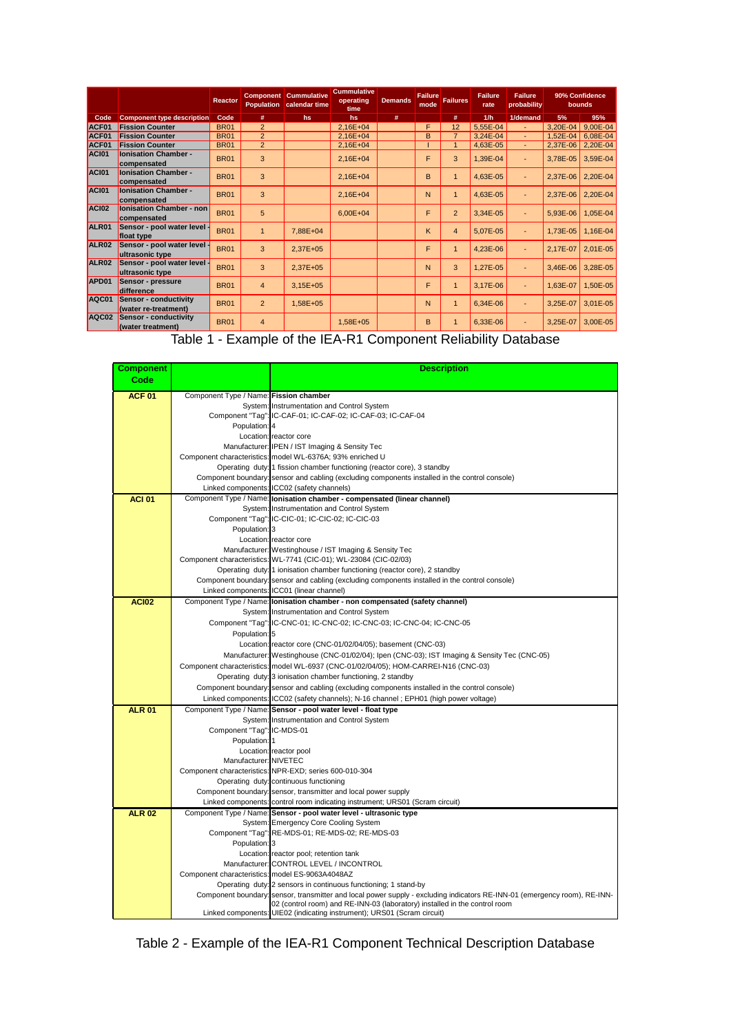| | | Reactor | Component Population | Cummulative calendar time | Cummulative operating time | Demands | Failure mode | Failures | Failure rate | Failure probability | 90% Confidence bounds | |
|---|---|---|---|---|---|---|---|---|---|---|---|---|
| Code | Component type description | Code | # | hs | hs | # | | # | 1/h | 1/demand | 5% | 95% |
| ACF01 | Fission Counter | BR01 | 2 | | 2,16E+04 | | F | 12 | 5,55E-04 | - | 3,20E-04 | 9,00E-04 |
| ACF01 | Fission Counter | BR01 | 2 | | 2,16E+04 | | B | 7 | 3,24E-04 | - | 1,52E-04 | 6,08E-04 |
| ACF01 | Fission Counter | BR01 | 2 | | 2,16E+04 | | I | 1 | 4,63E-05 | - | 2,37E-06 | 2,20E-04 |
| ACI01 | Ionisation Chamber - compensated | BR01 | 3 | | 2,16E+04 | | F | 3 | 1,39E-04 | - | 3,78E-05 | 3,59E-04 |
| ACI01 | Ionisation Chamber - compensated | BR01 | 3 | | 2,16E+04 | | B | 1 | 4,63E-05 | - | 2,37E-06 | 2,20E-04 |
| ACI01 | Ionisation Chamber - compensated | BR01 | 3 | | 2,16E+04 | | N | 1 | 4,63E-05 | - | 2,37E-06 | 2,20E-04 |
| ACI02 | Ionisation Chamber - non compensated | BR01 | 5 | | 6,00E+04 | | F | 2 | 3,34E-05 | - | 5,93E-06 | 1,05E-04 |
| ALR01 | Sensor - pool water level - float type | BR01 | 1 | 7,88E+04 | | | K | 4 | 5,07E-05 | - | 1,73E-05 | 1,16E-04 |
| ALR02 | Sensor - pool water level - ultrasonic type | BR01 | 3 | 2,37E+05 | | | F | 1 | 4,23E-06 | - | 2,17E-07 | 2,01E-05 |
| ALR02 | Sensor - pool water level - ultrasonic type | BR01 | 3 | 2,37E+05 | | | N | 3 | 1,27E-05 | - | 3,46E-06 | 3,28E-05 |
| APD01 | Sensor - pressure difference | BR01 | 4 | 3,15E+05 | | | F | 1 | 3,17E-06 | - | 1,63E-07 | 1,50E-05 |
| AQC01 | Sensor - conductivity (water re-treatment) | BR01 | 2 | 1,58E+05 | | | N | 1 | 6,34E-06 | - | 3,25E-07 | 3,01E-05 |
| AQC02 | Sensor - conductivity (water treatment) | BR01 | 4 | | 1,58E+05 | | B | 1 | 6,33E-06 | - | 3,25E-07 | 3,00E-05 |

Table 1 - Example of the IEA-R1 Component Reliability Database

| Component Code | | Description |
|---|---|---|
| **ACF 01** | Component Type / Name: | **Fission chamber** |
| | System: | Instrumentation and Control System |
| | Component "Tag": | IC-CAF-01; IC-CAF-02; IC-CAF-03; IC-CAF-04 |
| | Population: | 4 |
| | Location: | reactor core |
| | Manufacturer: | IPEN / IST Imaging & Sensity Tec |
| | Component characteristics: | model WL-6376A; 93% enriched U |
| | Operating duty: | 1 fission chamber functioning (reactor core), 3 standby |
| | Component boundary: | sensor and cabling (excluding components installed in the control console) |
| | Linked components: | ICC02 (safety channels) |
| **ACI 01** | Component Type / Name: | **Ionisation chamber - compensated (linear channel)** |
| | System: | Instrumentation and Control System |
| | Component "Tag": | IC-CIC-01; IC-CIC-02; IC-CIC-03 |
| | Population: | 3 |
| | Location: | reactor core |
| | Manufacturer: | Westinghouse / IST Imaging & Sensity Tec |
| | Component characteristics: | WL-7741 (CIC-01); WL-23084 (CIC-02/03) |
| | Operating duty: | 1 ionisation chamber functioning (reactor core), 2 standby |
| | Component boundary: | sensor and cabling (excluding components installed in the control console) |
| | Linked components: | ICC01 (linear channel) |
| **ACI02** | Component Type / Name: | **Ionisation chamber - non compensated (safety channel)** |
| | System: | Instrumentation and Control System |
| | Component "Tag": | IC-CNC-01; IC-CNC-02; IC-CNC-03; IC-CNC-04; IC-CNC-05 |
| | Population: | 5 |
| | Location: | reactor core (CNC-01/02/04/05); basement (CNC-03) |
| | Manufacturer: | Westinghouse (CNC-01/02/04); Ipen (CNC-03); IST Imaging & Sensity Tec (CNC-05) |
| | Component characteristics: | model WL-6937 (CNC-01/02/04/05); HOM-CARREI-N16 (CNC-03) |
| | Operating duty: | 3 ionisation chamber functioning, 2 standby |
| | Component boundary: | sensor and cabling (excluding components installed in the control console) |
| | Linked components: | ICC02 (safety channels); N-16 channel ; EPH01 (high power voltage) |
| **ALR 01** | Component Type / Name: | **Sensor - pool water level - float type** |
| | System: | Instrumentation and Control System |
| | Component "Tag": | IC-MDS-01 |
| | Population: | 1 |
| | Location: | reactor pool |
| | Manufacturer: | NIVETEC |
| | Component characteristics: | NPR-EXD; series 600-010-304 |
| | Operating duty: | continuous functioning |
| | Component boundary: | sensor, transmitter and local power supply |
| | Linked components: | control room indicating instrument; URS01 (Scram circuit) |
| **ALR 02** | Component Type / Name: | **Sensor - pool water level - ultrasonic type** |
| | System: | Emergency Core Cooling System |
| | Component "Tag": | RE-MDS-01; RE-MDS-02; RE-MDS-03 |
| | Population: | 3 |
| | Location: | reactor pool; retention tank |
| | Manufacturer: | CONTROL LEVEL / INCONTROL |
| | Component characteristics: | model ES-9063A4048AZ |
| | Operating duty: | 2 sensors in continuous functioning; 1 stand-by |
| | Component boundary: | sensor, transmitter and local power supply - excluding indicators RE-INN-01 (emergency room), RE-INN-02 (control room) and RE-INN-03 (laboratory) installed in the control room |
| | Linked components: | UIE02 (indicating instrument); URS01 (Scram circuit) |

Table 2 - Example of the IEA-R1 Component Technical Description Database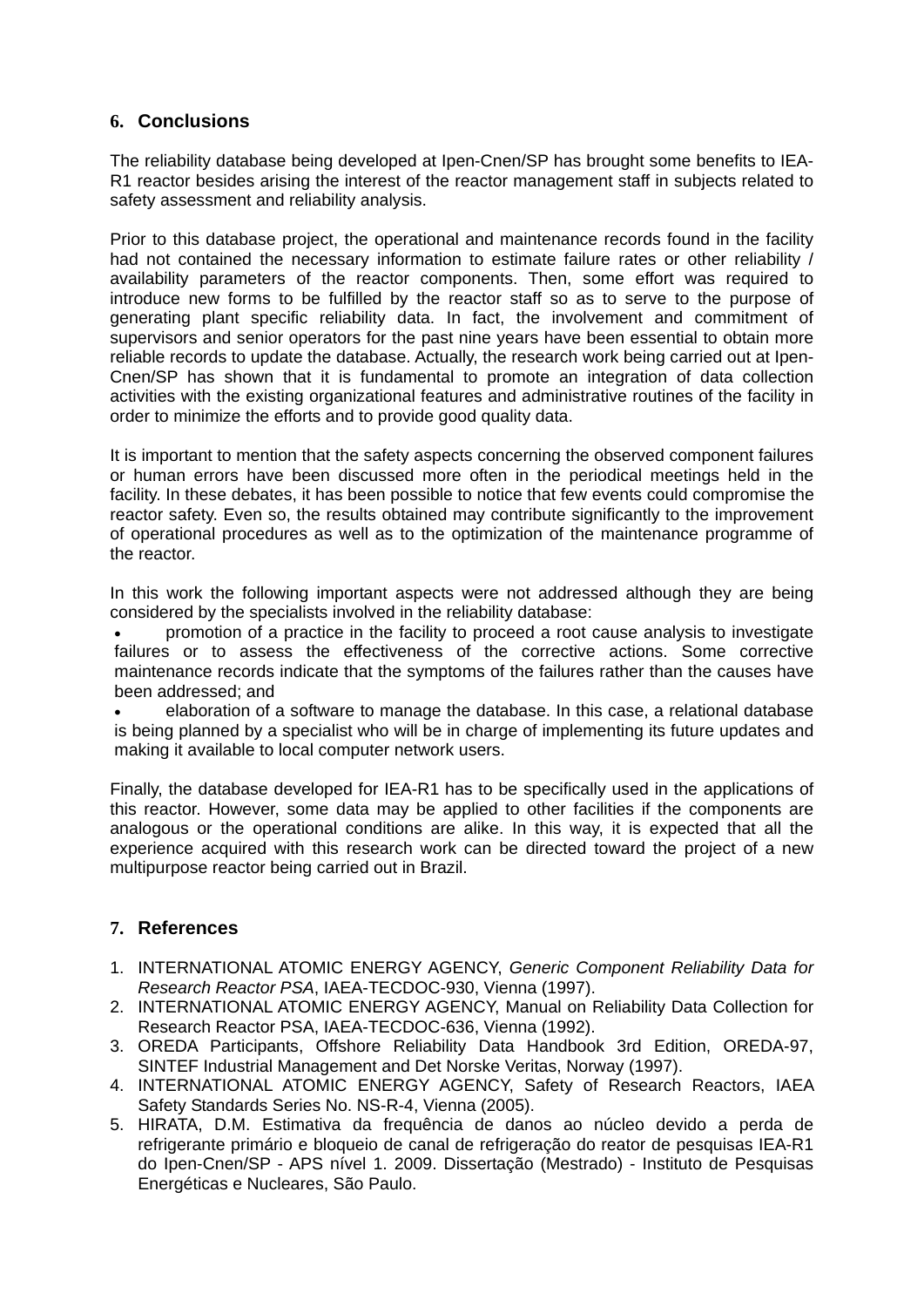## 6. Conclusions

The reliability database being developed at Ipen-Cnen/SP has brought some benefits to IEA-R1 reactor besides arising the interest of the reactor management staff in subjects related to safety assessment and reliability analysis.

Prior to this database project, the operational and maintenance records found in the facility had not contained the necessary information to estimate failure rates or other reliability / availability parameters of the reactor components. Then, some effort was required to introduce new forms to be fulfilled by the reactor staff so as to serve to the purpose of generating plant specific reliability data. In fact, the involvement and commitment of supervisors and senior operators for the past nine years have been essential to obtain more reliable records to update the database. Actually, the research work being carried out at Ipen-Cnen/SP has shown that it is fundamental to promote an integration of data collection activities with the existing organizational features and administrative routines of the facility in order to minimize the efforts and to provide good quality data.

It is important to mention that the safety aspects concerning the observed component failures or human errors have been discussed more often in the periodical meetings held in the facility. In these debates, it has been possible to notice that few events could compromise the reactor safety. Even so, the results obtained may contribute significantly to the improvement of operational procedures as well as to the optimization of the maintenance programme of the reactor.

In this work the following important aspects were not addressed although they are being considered by the specialists involved in the reliability database:

- promotion of a practice in the facility to proceed a root cause analysis to investigate failures or to assess the effectiveness of the corrective actions. Some corrective maintenance records indicate that the symptoms of the failures rather than the causes have been addressed; and
- elaboration of a software to manage the database. In this case, a relational database is being planned by a specialist who will be in charge of implementing its future updates and making it available to local computer network users.

Finally, the database developed for IEA-R1 has to be specifically used in the applications of this reactor. However, some data may be applied to other facilities if the components are analogous or the operational conditions are alike. In this way, it is expected that all the experience acquired with this research work can be directed toward the project of a new multipurpose reactor being carried out in Brazil.

## 7. References

1. INTERNATIONAL ATOMIC ENERGY AGENCY, *Generic Component Reliability Data for Research Reactor PSA*, IAEA-TECDOC-930, Vienna (1997).
2. INTERNATIONAL ATOMIC ENERGY AGENCY, Manual on Reliability Data Collection for Research Reactor PSA, IAEA-TECDOC-636, Vienna (1992).
3. OREDA Participants, Offshore Reliability Data Handbook 3rd Edition, OREDA-97, SINTEF Industrial Management and Det Norske Veritas, Norway (1997).
4. INTERNATIONAL ATOMIC ENERGY AGENCY, Safety of Research Reactors, IAEA Safety Standards Series No. NS-R-4, Vienna (2005).
5. HIRATA, D.M. Estimativa da frequência de danos ao núcleo devido a perda de refrigerante primário e bloqueio de canal de refrigeração do reator de pesquisas IEA-R1 do Ipen-Cnen/SP - APS nível 1. 2009. Dissertação (Mestrado) - Instituto de Pesquisas Energéticas e Nucleares, São Paulo.